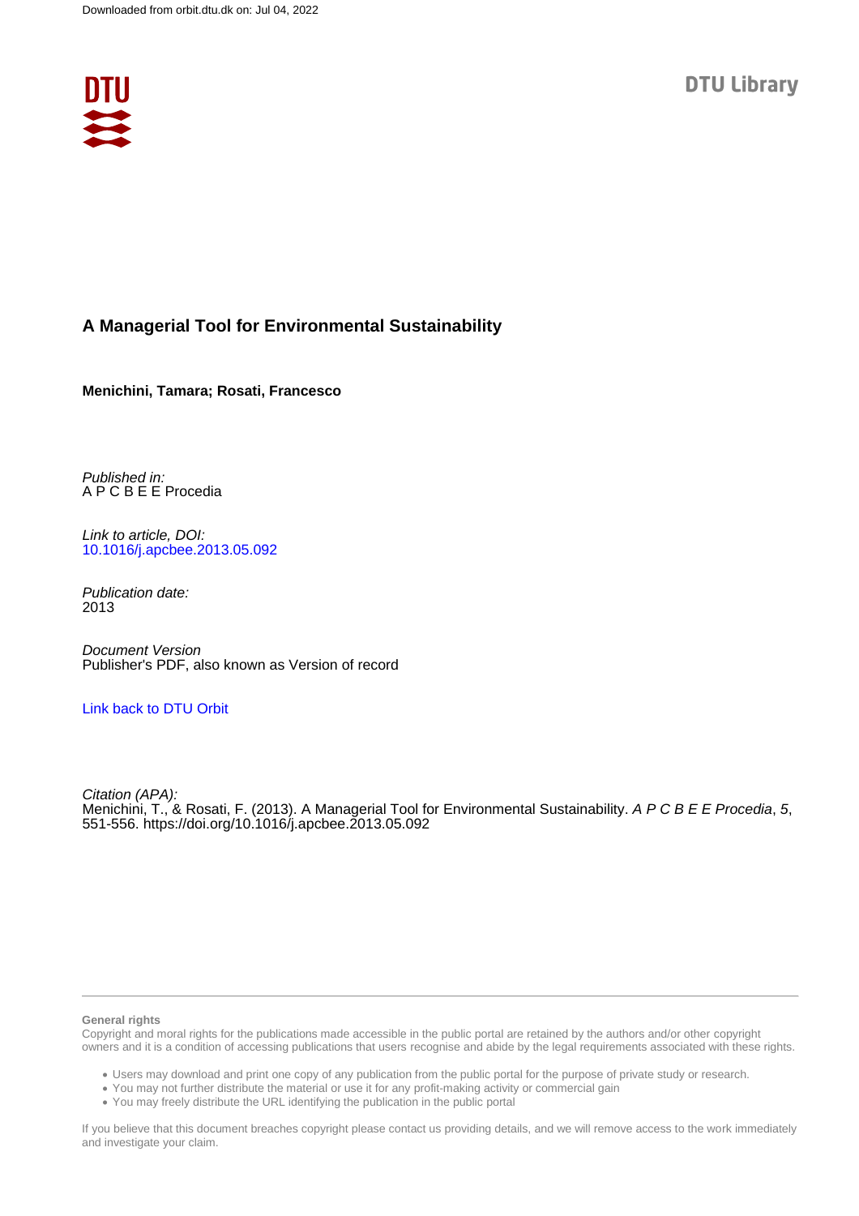Downloaded from orbit.dtu.dk on: Jul 04, 2022

DTU Library

# A Managerial Tool for Environmental Sustainability

**Menichini, Tamara; Rosati, Francesco**

*Published in:*
A P C B E E Procedia

*Link to article, DOI:*
10.1016/j.apcbee.2013.05.092

*Publication date:*
2013

*Document Version*
Publisher's PDF, also known as Version of record

Link back to DTU Orbit

*Citation (APA):*
Menichini, T., & Rosati, F. (2013). A Managerial Tool for Environmental Sustainability. *A P C B E E Procedia*, *5*, 551-556. https://doi.org/10.1016/j.apcbee.2013.05.092

**General rights**
Copyright and moral rights for the publications made accessible in the public portal are retained by the authors and/or other copyright owners and it is a condition of accessing publications that users recognise and abide by the legal requirements associated with these rights.

- Users may download and print one copy of any publication from the public portal for the purpose of private study or research.
- You may not further distribute the material or use it for any profit-making activity or commercial gain
- You may freely distribute the URL identifying the publication in the public portal

If you believe that this document breaches copyright please contact us providing details, and we will remove access to the work immediately and investigate your claim.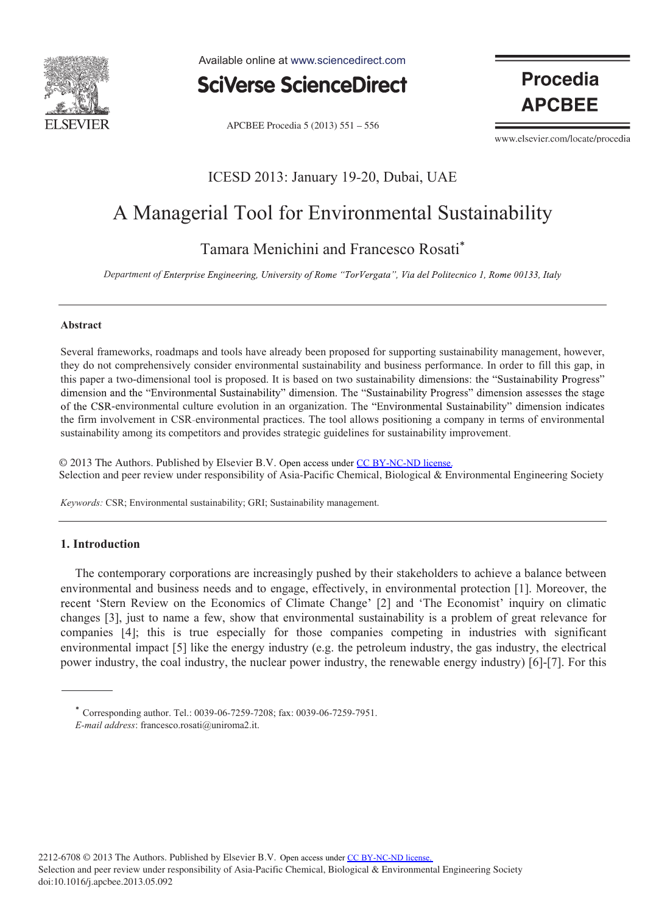# A Managerial Tool for Environmental Sustainability

Tamara Menichini and Francesco Rosati*

*Department of Enterprise Engineering, University of Rome "TorVergata", Via del Politecnico 1, Rome 00133, Italy*

---

### Abstract

Several frameworks, roadmaps and tools have already been proposed for supporting sustainability management, however, they do not comprehensively consider environmental sustainability and business performance. In order to fill this gap, in this paper a two-dimensional tool is proposed. It is based on two sustainability dimensions: the "Sustainability Progress" dimension and the "Environmental Sustainability" dimension. The "Sustainability Progress" dimension assesses the stage of the CSR-environmental culture evolution in an organization. The "Environmental Sustainability" dimension indicates the firm involvement in CSR-environmental practices. The tool allows positioning a company in terms of environmental sustainability among its competitors and provides strategic guidelines for sustainability improvement.

© 2013 The Authors. Published by Elsevier B.V. Open access under CC BY-NC-ND license.
Selection and peer review under responsibility of Asia-Pacific Chemical, Biological & Environmental Engineering Society

*Keywords:* CSR; Environmental sustainability; GRI; Sustainability management.

---

## 1. Introduction

The contemporary corporations are increasingly pushed by their stakeholders to achieve a balance between environmental and business needs and to engage, effectively, in environmental protection [1]. Moreover, the recent 'Stern Review on the Economics of Climate Change' [2] and 'The Economist' inquiry on climatic changes [3], just to name a few, show that environmental sustainability is a problem of great relevance for companies [4]; this is true especially for those companies competing in industries with significant environmental impact [5] like the energy industry (e.g. the petroleum industry, the gas industry, the electrical power industry, the coal industry, the nuclear power industry, the renewable energy industry) [6]-[7]. For this

---

* Corresponding author. Tel.: 0039-06-7259-7208; fax: 0039-06-7259-7951.
*E-mail address*: francesco.rosati@uniroma2.it.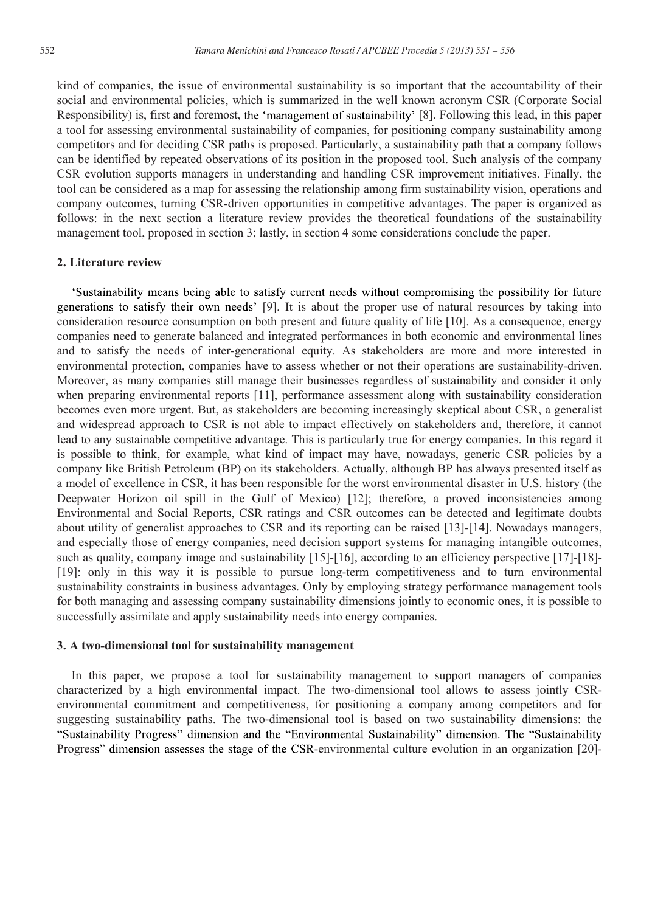kind of companies, the issue of environmental sustainability is so important that the accountability of their social and environmental policies, which is summarized in the well known acronym CSR (Corporate Social Responsibility) is, first and foremost, the 'management of sustainability' [8]. Following this lead, in this paper a tool for assessing environmental sustainability of companies, for positioning company sustainability among competitors and for deciding CSR paths is proposed. Particularly, a sustainability path that a company follows can be identified by repeated observations of its position in the proposed tool. Such analysis of the company CSR evolution supports managers in understanding and handling CSR improvement initiatives. Finally, the tool can be considered as a map for assessing the relationship among firm sustainability vision, operations and company outcomes, turning CSR-driven opportunities in competitive advantages. The paper is organized as follows: in the next section a literature review provides the theoretical foundations of the sustainability management tool, proposed in section 3; lastly, in section 4 some considerations conclude the paper.

## 2. Literature review

'Sustainability means being able to satisfy current needs without compromising the possibility for future generations to satisfy their own needs' [9]. It is about the proper use of natural resources by taking into consideration resource consumption on both present and future quality of life [10]. As a consequence, energy companies need to generate balanced and integrated performances in both economic and environmental lines and to satisfy the needs of inter-generational equity. As stakeholders are more and more interested in environmental protection, companies have to assess whether or not their operations are sustainability-driven. Moreover, as many companies still manage their businesses regardless of sustainability and consider it only when preparing environmental reports [11], performance assessment along with sustainability consideration becomes even more urgent. But, as stakeholders are becoming increasingly skeptical about CSR, a generalist and widespread approach to CSR is not able to impact effectively on stakeholders and, therefore, it cannot lead to any sustainable competitive advantage. This is particularly true for energy companies. In this regard it is possible to think, for example, what kind of impact may have, nowadays, generic CSR policies by a company like British Petroleum (BP) on its stakeholders. Actually, although BP has always presented itself as a model of excellence in CSR, it has been responsible for the worst environmental disaster in U.S. history (the Deepwater Horizon oil spill in the Gulf of Mexico) [12]; therefore, a proved inconsistencies among Environmental and Social Reports, CSR ratings and CSR outcomes can be detected and legitimate doubts about utility of generalist approaches to CSR and its reporting can be raised [13]-[14]. Nowadays managers, and especially those of energy companies, need decision support systems for managing intangible outcomes, such as quality, company image and sustainability [15]-[16], according to an efficiency perspective [17]-[18]-[19]: only in this way it is possible to pursue long-term competitiveness and to turn environmental sustainability constraints in business advantages. Only by employing strategy performance management tools for both managing and assessing company sustainability dimensions jointly to economic ones, it is possible to successfully assimilate and apply sustainability needs into energy companies.

## 3. A two-dimensional tool for sustainability management

In this paper, we propose a tool for sustainability management to support managers of companies characterized by a high environmental impact. The two-dimensional tool allows to assess jointly CSR-environmental commitment and competitiveness, for positioning a company among competitors and for suggesting sustainability paths. The two-dimensional tool is based on two sustainability dimensions: the "Sustainability Progress" dimension and the "Environmental Sustainability" dimension. The "Sustainability Progress" dimension assesses the stage of the CSR-environmental culture evolution in an organization [20]-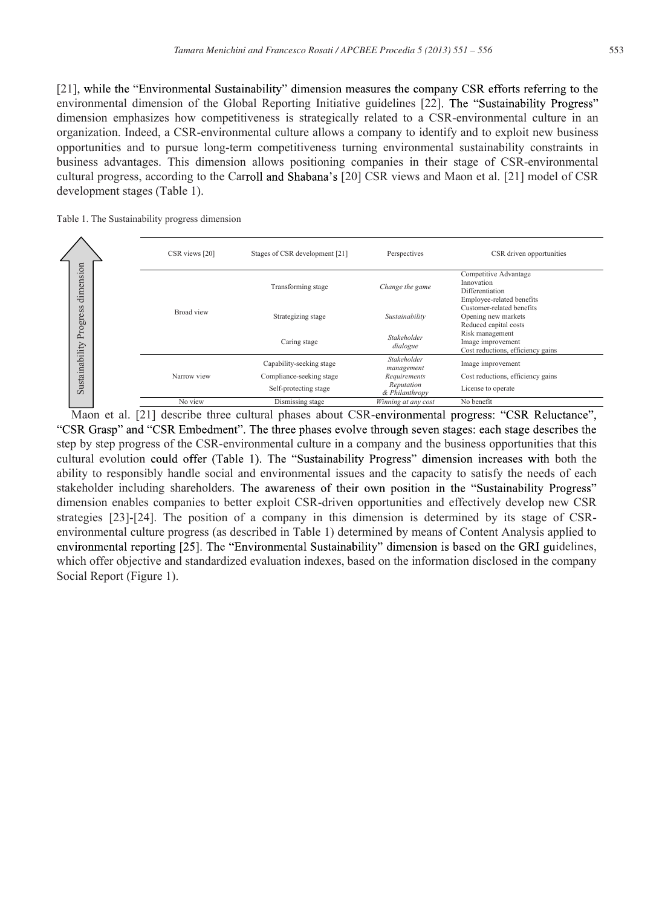[21], while the "Environmental Sustainability" dimension measures the company CSR efforts referring to the environmental dimension of the Global Reporting Initiative guidelines [22]. The "Sustainability Progress" dimension emphasizes how competitiveness is strategically related to a CSR-environmental culture in an organization. Indeed, a CSR-environmental culture allows a company to identify and to exploit new business opportunities and to pursue long-term competitiveness turning environmental sustainability constraints in business advantages. This dimension allows positioning companies in their stage of CSR-environmental cultural progress, according to the Carroll and Shabana's [20] CSR views and Maon et al. [21] model of CSR development stages (Table 1).

Table 1. The Sustainability progress dimension

| CSR views [20] | Stages of CSR development [21] | Perspectives | CSR driven opportunities |
|---|---|---|---|
| Broad view | Transforming stage | *Change the game* | Competitive Advantage<br>Innovation<br>Differentiation<br>Employee-related benefits |
| | Strategizing stage | *Sustainability* | Customer-related benefits<br>Opening new markets<br>Reduced capital costs |
| | Caring stage | *Stakeholder dialogue* | Risk management<br>Image improvement<br>Cost reductions, efficiency gains |
| Narrow view | Capability-seeking stage | *Stakeholder management* | Image improvement |
| | Compliance-seeking stage | *Requirements* | Cost reductions, efficiency gains |
| | Self-protecting stage | *Reputation & Philanthropy* | License to operate |
| No view | Dismissing stage | *Winning at any cost* | No benefit |

(Vertical arrow label: Sustainability Progress dimension)

Maon et al. [21] describe three cultural phases about CSR-environmental progress: "CSR Reluctance", "CSR Grasp" and "CSR Embedment". The three phases evolve through seven stages: each stage describes the step by step progress of the CSR-environmental culture in a company and the business opportunities that this cultural evolution could offer (Table 1). The "Sustainability Progress" dimension increases with both the ability to responsibly handle social and environmental issues and the capacity to satisfy the needs of each stakeholder including shareholders. The awareness of their own position in the "Sustainability Progress" dimension enables companies to better exploit CSR-driven opportunities and effectively develop new CSR strategies [23]-[24]. The position of a company in this dimension is determined by its stage of CSR-environmental culture progress (as described in Table 1) determined by means of Content Analysis applied to environmental reporting [25]. The "Environmental Sustainability" dimension is based on the GRI guidelines, which offer objective and standardized evaluation indexes, based on the information disclosed in the company Social Report (Figure 1).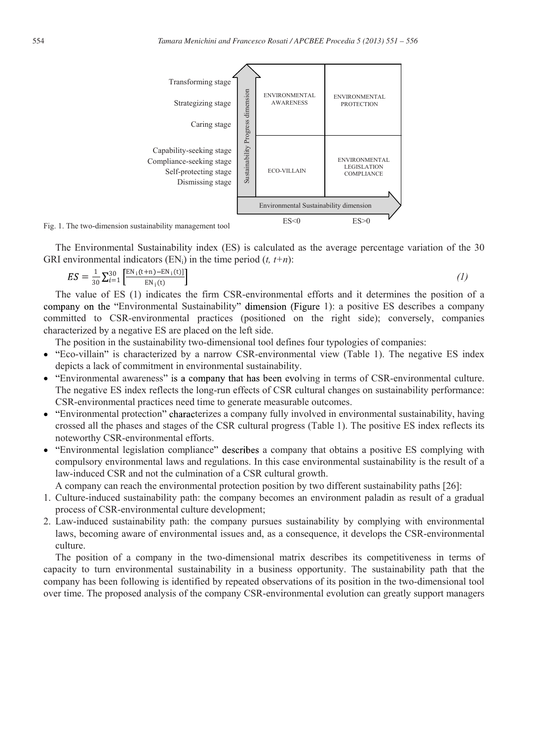Fig. 1. The two-dimension sustainability management tool

The Environmental Sustainability index (ES) is calculated as the average percentage variation of the 30 GRI environmental indicators ($EN_i$) in the time period ($t$, $t+n$):

$$ES = \frac{1}{30}\sum_{i=1}^{30}\left[\frac{EN_i(t+n) - EN_i(t)}{EN_i(t)}\right] \qquad (1)$$

The value of ES (1) indicates the firm CSR-environmental efforts and it determines the position of a company on the "Environmental Sustainability" dimension (Figure 1): a positive ES describes a company committed to CSR-environmental practices (positioned on the right side); conversely, companies characterized by a negative ES are placed on the left side.

The position in the sustainability two-dimensional tool defines four typologies of companies:

- "Eco-villain" is characterized by a narrow CSR-environmental view (Table 1). The negative ES index depicts a lack of commitment in environmental sustainability.
- "Environmental awareness" is a company that has been evolving in terms of CSR-environmental culture. The negative ES index reflects the long-run effects of CSR cultural changes on sustainability performance: CSR-environmental practices need time to generate measurable outcomes.
- "Environmental protection" characterizes a company fully involved in environmental sustainability, having crossed all the phases and stages of the CSR cultural progress (Table 1). The positive ES index reflects its noteworthy CSR-environmental efforts.
- "Environmental legislation compliance" describes a company that obtains a positive ES complying with compulsory environmental laws and regulations. In this case environmental sustainability is the result of a law-induced CSR and not the culmination of a CSR cultural growth.

A company can reach the environmental protection position by two different sustainability paths [26]:

1. Culture-induced sustainability path: the company becomes an environment paladin as result of a gradual process of CSR-environmental culture development;
2. Law-induced sustainability path: the company pursues sustainability by complying with environmental laws, becoming aware of environmental issues and, as a consequence, it develops the CSR-environmental culture.

The position of a company in the two-dimensional matrix describes its competitiveness in terms of capacity to turn environmental sustainability in a business opportunity. The sustainability path that the company has been following is identified by repeated observations of its position in the two-dimensional tool over time. The proposed analysis of the company CSR-environmental evolution can greatly support managers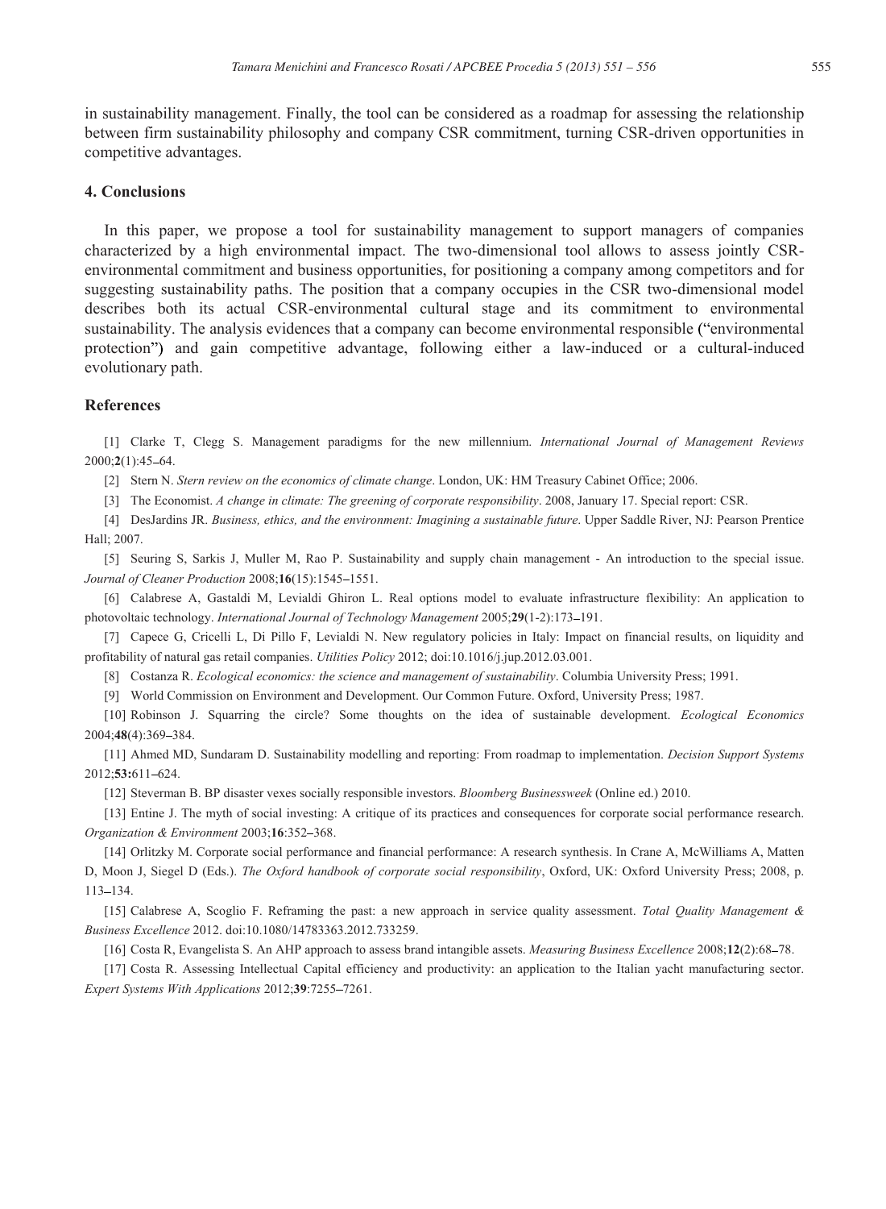in sustainability management. Finally, the tool can be considered as a roadmap for assessing the relationship between firm sustainability philosophy and company CSR commitment, turning CSR-driven opportunities in competitive advantages.

## 4. Conclusions

In this paper, we propose a tool for sustainability management to support managers of companies characterized by a high environmental impact. The two-dimensional tool allows to assess jointly CSR-environmental commitment and business opportunities, for positioning a company among competitors and for suggesting sustainability paths. The position that a company occupies in the CSR two-dimensional model describes both its actual CSR-environmental cultural stage and its commitment to environmental sustainability. The analysis evidences that a company can become environmental responsible ("environmental protection") and gain competitive advantage, following either a law-induced or a cultural-induced evolutionary path.

## References

[1] Clarke T, Clegg S. Management paradigms for the new millennium. *International Journal of Management Reviews* 2000;**2**(1):45–64.

[2] Stern N. *Stern review on the economics of climate change*. London, UK: HM Treasury Cabinet Office; 2006.

[3] The Economist. *A change in climate: The greening of corporate responsibility*. 2008, January 17. Special report: CSR.

[4] DesJardins JR. *Business, ethics, and the environment: Imagining a sustainable future*. Upper Saddle River, NJ: Pearson Prentice Hall; 2007.

[5] Seuring S, Sarkis J, Muller M, Rao P. Sustainability and supply chain management - An introduction to the special issue. *Journal of Cleaner Production* 2008;**16**(15):1545–1551.

[6] Calabrese A, Gastaldi M, Levialdi Ghiron L. Real options model to evaluate infrastructure flexibility: An application to photovoltaic technology. *International Journal of Technology Management* 2005;**29**(1-2):173–191.

[7] Capece G, Cricelli L, Di Pillo F, Levialdi N. New regulatory policies in Italy: Impact on financial results, on liquidity and profitability of natural gas retail companies. *Utilities Policy* 2012; doi:10.1016/j.jup.2012.03.001.

[8] Costanza R. *Ecological economics: the science and management of sustainability*. Columbia University Press; 1991.

[9] World Commission on Environment and Development. Our Common Future. Oxford, University Press; 1987.

[10] Robinson J. Squarring the circle? Some thoughts on the idea of sustainable development. *Ecological Economics* 2004;**48**(4):369–384.

[11] Ahmed MD, Sundaram D. Sustainability modelling and reporting: From roadmap to implementation. *Decision Support Systems* 2012;**53:**611–624.

[12] Steverman B. BP disaster vexes socially responsible investors. *Bloomberg Businessweek* (Online ed.) 2010.

[13] Entine J. The myth of social investing: A critique of its practices and consequences for corporate social performance research. *Organization & Environment* 2003;**16**:352–368.

[14] Orlitzky M. Corporate social performance and financial performance: A research synthesis. In Crane A, McWilliams A, Matten D, Moon J, Siegel D (Eds.). *The Oxford handbook of corporate social responsibility*, Oxford, UK: Oxford University Press; 2008, p. 113–134.

[15] Calabrese A, Scoglio F. Reframing the past: a new approach in service quality assessment. *Total Quality Management & Business Excellence* 2012. doi:10.1080/14783363.2012.733259.

[16] Costa R, Evangelista S. An AHP approach to assess brand intangible assets. *Measuring Business Excellence* 2008;**12**(2):68–78.

[17] Costa R. Assessing Intellectual Capital efficiency and productivity: an application to the Italian yacht manufacturing sector. *Expert Systems With Applications* 2012;**39**:7255–7261.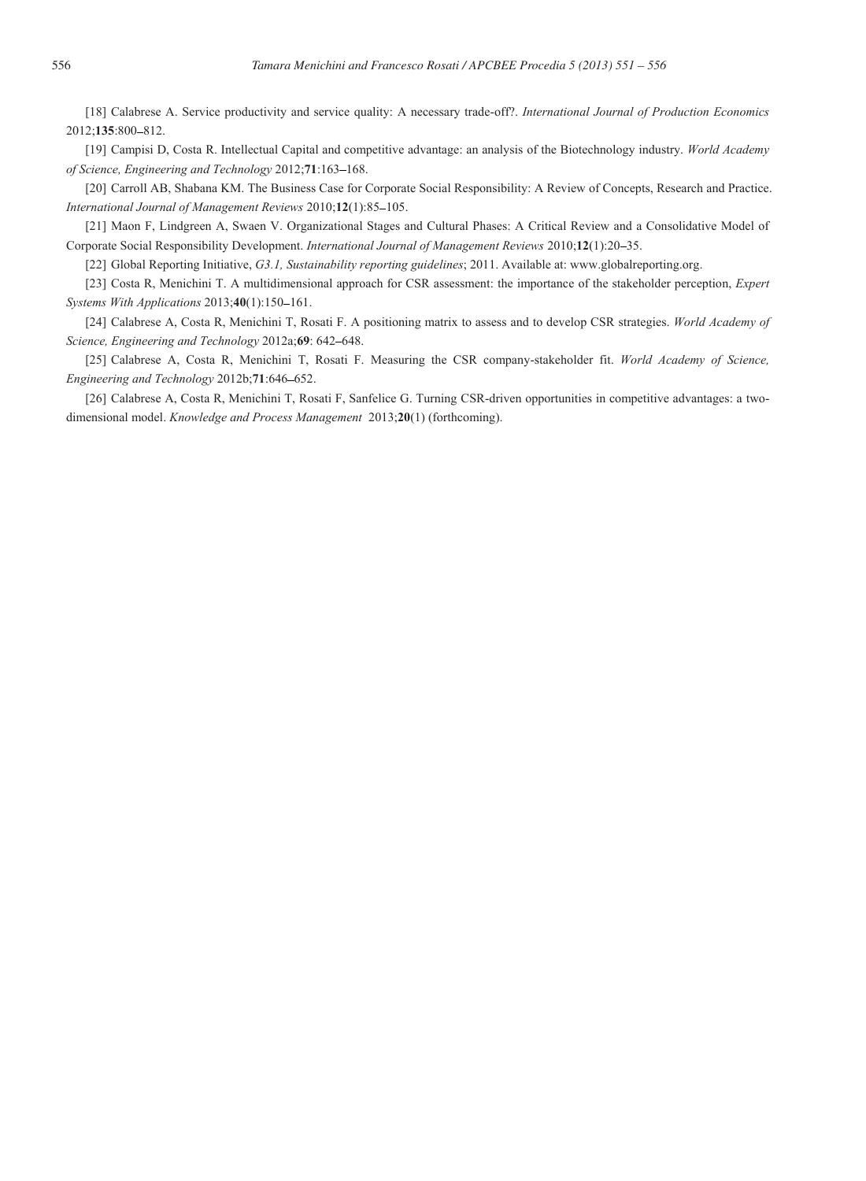[18] Calabrese A. Service productivity and service quality: A necessary trade-off?. *International Journal of Production Economics* 2012;**135**:800–812.

[19] Campisi D, Costa R. Intellectual Capital and competitive advantage: an analysis of the Biotechnology industry. *World Academy of Science, Engineering and Technology* 2012;**71**:163–168.

[20] Carroll AB, Shabana KM. The Business Case for Corporate Social Responsibility: A Review of Concepts, Research and Practice. *International Journal of Management Reviews* 2010;**12**(1):85–105.

[21] Maon F, Lindgreen A, Swaen V. Organizational Stages and Cultural Phases: A Critical Review and a Consolidative Model of Corporate Social Responsibility Development. *International Journal of Management Reviews* 2010;**12**(1):20–35.

[22] Global Reporting Initiative, *G3.1, Sustainability reporting guidelines*; 2011. Available at: www.globalreporting.org.

[23] Costa R, Menichini T. A multidimensional approach for CSR assessment: the importance of the stakeholder perception, *Expert Systems With Applications* 2013;**40**(1):150–161.

[24] Calabrese A, Costa R, Menichini T, Rosati F. A positioning matrix to assess and to develop CSR strategies. *World Academy of Science, Engineering and Technology* 2012a;**69**: 642–648.

[25] Calabrese A, Costa R, Menichini T, Rosati F. Measuring the CSR company-stakeholder fit. *World Academy of Science, Engineering and Technology* 2012b;**71**:646–652.

[26] Calabrese A, Costa R, Menichini T, Rosati F, Sanfelice G. Turning CSR-driven opportunities in competitive advantages: a two-dimensional model. *Knowledge and Process Management* 2013;**20**(1) (forthcoming).